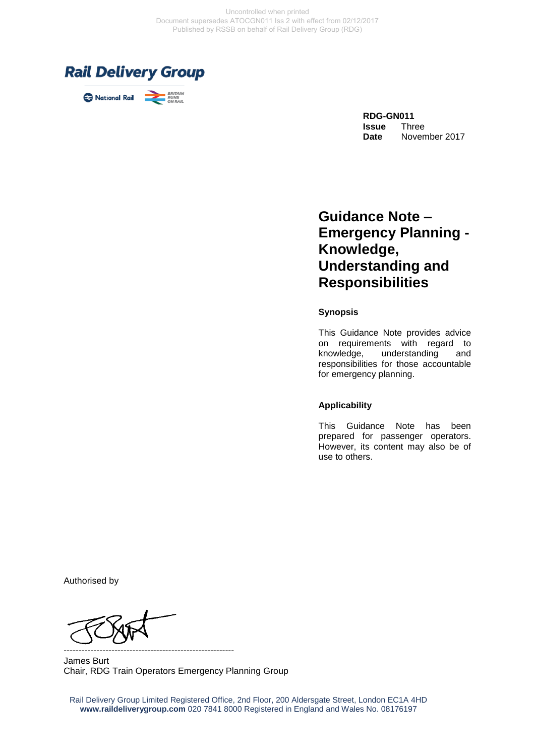Uncontrolled when printed
Document supersedes ATOCGN011 Iss 2 with effect from 02/12/2017
Published by RSSB on behalf of Rail Delivery Group (RDG)

Rail Delivery Group

National Rail

**RDG-GN011**
**Issue** Three
**Date** November 2017

# Guidance Note – Emergency Planning - Knowledge, Understanding and Responsibilities

## Synopsis

This Guidance Note provides advice on requirements with regard to knowledge, understanding and responsibilities for those accountable for emergency planning.

## Applicability

This Guidance Note has been prepared for passenger operators. However, its content may also be of use to others.

Authorised by

---------------------------------------------------------

James Burt
Chair, RDG Train Operators Emergency Planning Group

Rail Delivery Group Limited Registered Office, 2nd Floor, 200 Aldersgate Street, London EC1A 4HD
**www.raildeliverygroup.com** 020 7841 8000 Registered in England and Wales No. 08176197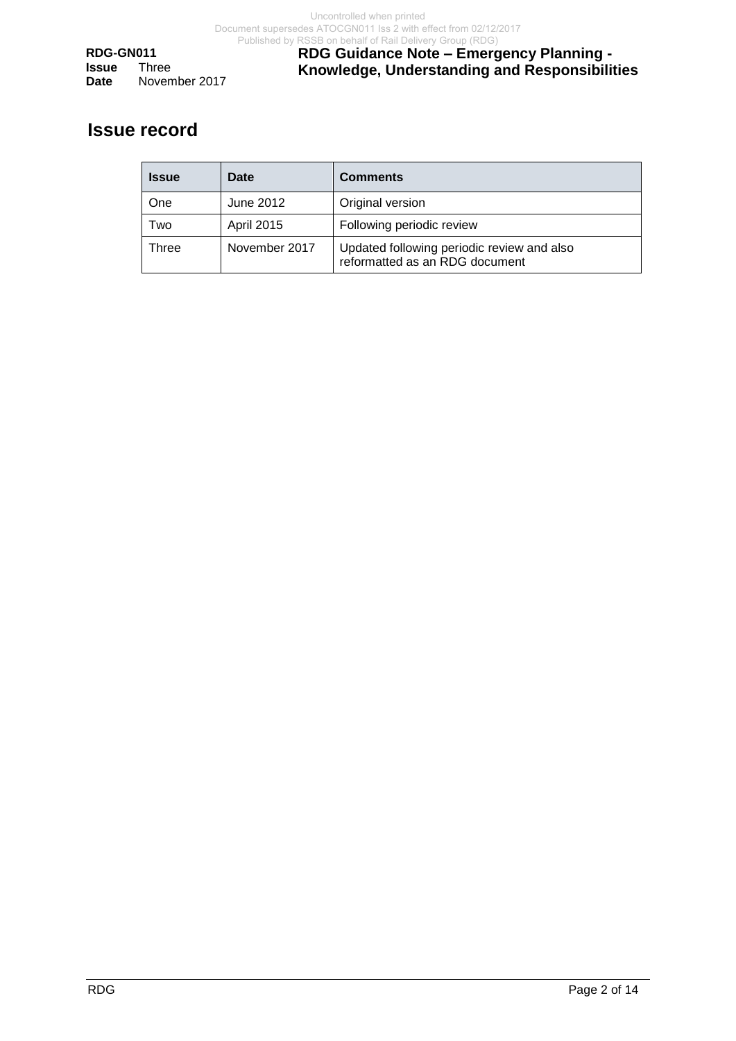## Issue record

| Issue | Date | Comments |
|---|---|---|
| One | June 2012 | Original version |
| Two | April 2015 | Following periodic review |
| Three | November 2017 | Updated following periodic review and also reformatted as an RDG document |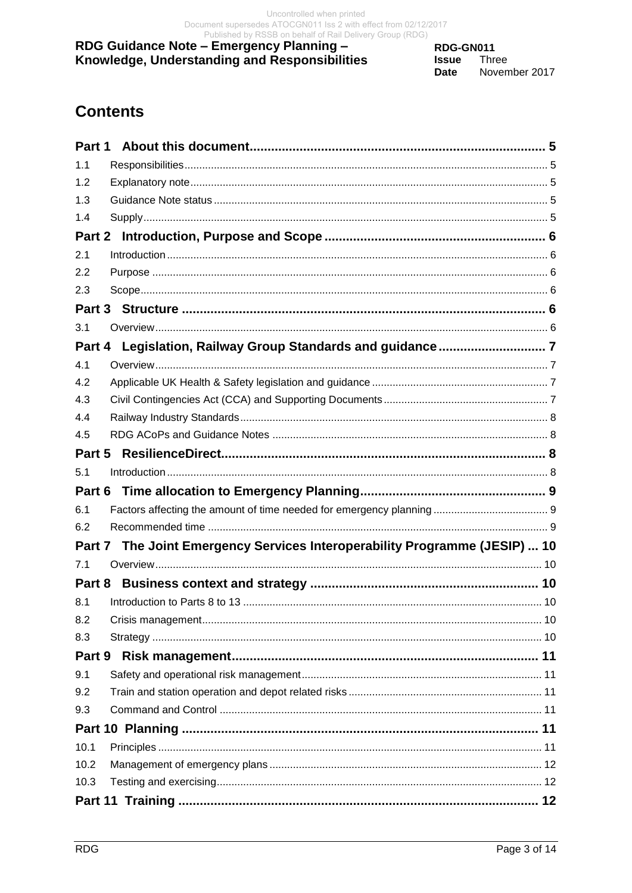# Contents

**Part 1 About this document** ........ 5

1.1 Responsibilities ........ 5

1.2 Explanatory note ........ 5

1.3 Guidance Note status ........ 5

1.4 Supply ........ 5

**Part 2 Introduction, Purpose and Scope** ........ 6

2.1 Introduction ........ 6

2.2 Purpose ........ 6

2.3 Scope ........ 6

**Part 3 Structure** ........ 6

3.1 Overview ........ 6

**Part 4 Legislation, Railway Group Standards and guidance** ........ 7

4.1 Overview ........ 7

4.2 Applicable UK Health & Safety legislation and guidance ........ 7

4.3 Civil Contingencies Act (CCA) and Supporting Documents ........ 7

4.4 Railway Industry Standards ........ 8

4.5 RDG ACoPs and Guidance Notes ........ 8

**Part 5 ResilienceDirect** ........ 8

5.1 Introduction ........ 8

**Part 6 Time allocation to Emergency Planning** ........ 9

6.1 Factors affecting the amount of time needed for emergency planning ........ 9

6.2 Recommended time ........ 9

**Part 7 The Joint Emergency Services Interoperability Programme (JESIP)** ... 10

7.1 Overview ........ 10

**Part 8 Business context and strategy** ........ 10

8.1 Introduction to Parts 8 to 13 ........ 10

8.2 Crisis management ........ 10

8.3 Strategy ........ 10

**Part 9 Risk management** ........ 11

9.1 Safety and operational risk management ........ 11

9.2 Train and station operation and depot related risks ........ 11

9.3 Command and Control ........ 11

**Part 10 Planning** ........ 11

10.1 Principles ........ 11

10.2 Management of emergency plans ........ 12

10.3 Testing and exercising ........ 12

**Part 11 Training** ........ 12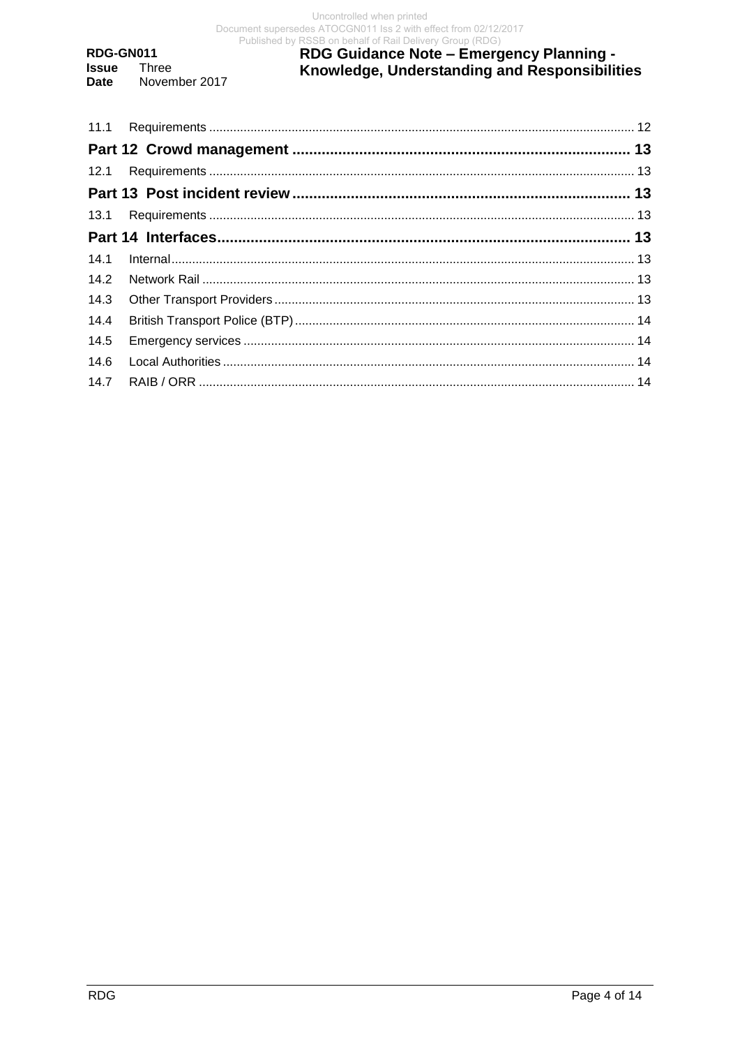| | | |
|---|---|---|
| 11.1 | Requirements | 12 |
| **Part 12** | **Crowd management** | **13** |
| 12.1 | Requirements | 13 |
| **Part 13** | **Post incident review** | **13** |
| 13.1 | Requirements | 13 |
| **Part 14** | **Interfaces** | **13** |
| 14.1 | Internal | 13 |
| 14.2 | Network Rail | 13 |
| 14.3 | Other Transport Providers | 13 |
| 14.4 | British Transport Police (BTP) | 14 |
| 14.5 | Emergency services | 14 |
| 14.6 | Local Authorities | 14 |
| 14.7 | RAIB / ORR | 14 |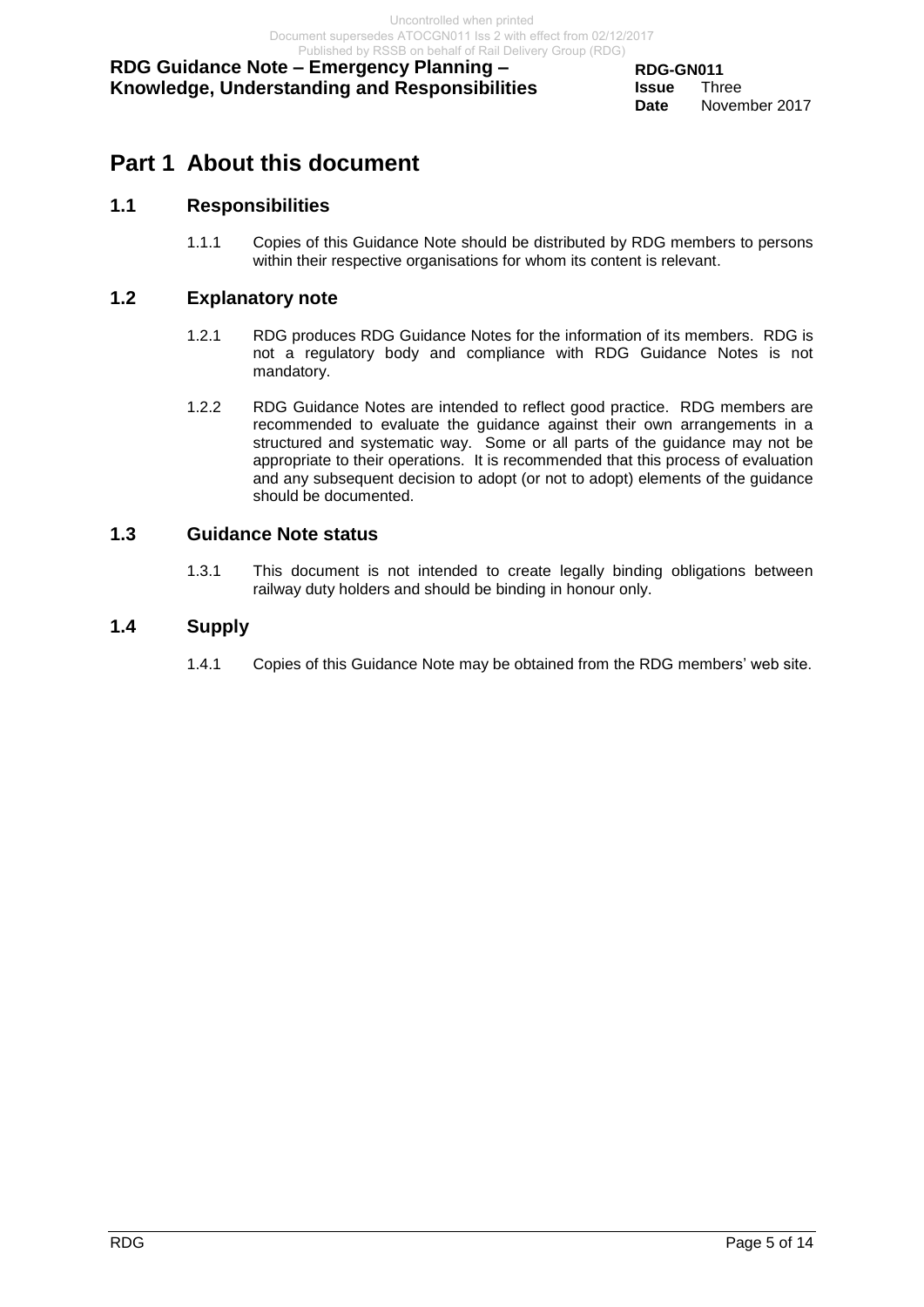# Part 1 About this document

## 1.1 Responsibilities

1.1.1 Copies of this Guidance Note should be distributed by RDG members to persons within their respective organisations for whom its content is relevant.

## 1.2 Explanatory note

1.2.1 RDG produces RDG Guidance Notes for the information of its members. RDG is not a regulatory body and compliance with RDG Guidance Notes is not mandatory.

1.2.2 RDG Guidance Notes are intended to reflect good practice. RDG members are recommended to evaluate the guidance against their own arrangements in a structured and systematic way. Some or all parts of the guidance may not be appropriate to their operations. It is recommended that this process of evaluation and any subsequent decision to adopt (or not to adopt) elements of the guidance should be documented.

## 1.3 Guidance Note status

1.3.1 This document is not intended to create legally binding obligations between railway duty holders and should be binding in honour only.

## 1.4 Supply

1.4.1 Copies of this Guidance Note may be obtained from the RDG members' web site.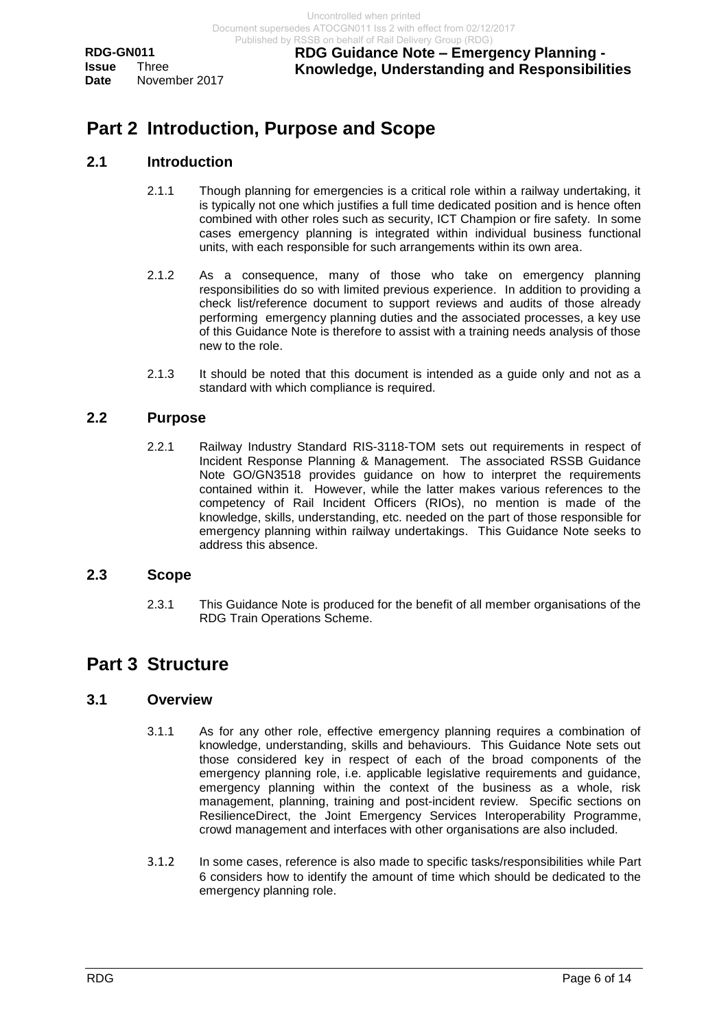# Part 2 Introduction, Purpose and Scope

## 2.1 Introduction

2.1.1 Though planning for emergencies is a critical role within a railway undertaking, it is typically not one which justifies a full time dedicated position and is hence often combined with other roles such as security, ICT Champion or fire safety. In some cases emergency planning is integrated within individual business functional units, with each responsible for such arrangements within its own area.

2.1.2 As a consequence, many of those who take on emergency planning responsibilities do so with limited previous experience. In addition to providing a check list/reference document to support reviews and audits of those already performing emergency planning duties and the associated processes, a key use of this Guidance Note is therefore to assist with a training needs analysis of those new to the role.

2.1.3 It should be noted that this document is intended as a guide only and not as a standard with which compliance is required.

## 2.2 Purpose

2.2.1 Railway Industry Standard RIS-3118-TOM sets out requirements in respect of Incident Response Planning & Management. The associated RSSB Guidance Note GO/GN3518 provides guidance on how to interpret the requirements contained within it. However, while the latter makes various references to the competency of Rail Incident Officers (RIOs), no mention is made of the knowledge, skills, understanding, etc. needed on the part of those responsible for emergency planning within railway undertakings. This Guidance Note seeks to address this absence.

## 2.3 Scope

2.3.1 This Guidance Note is produced for the benefit of all member organisations of the RDG Train Operations Scheme.

# Part 3 Structure

## 3.1 Overview

3.1.1 As for any other role, effective emergency planning requires a combination of knowledge, understanding, skills and behaviours. This Guidance Note sets out those considered key in respect of each of the broad components of the emergency planning role, i.e. applicable legislative requirements and guidance, emergency planning within the context of the business as a whole, risk management, planning, training and post-incident review. Specific sections on ResilienceDirect, the Joint Emergency Services Interoperability Programme, crowd management and interfaces with other organisations are also included.

3.1.2 In some cases, reference is also made to specific tasks/responsibilities while Part 6 considers how to identify the amount of time which should be dedicated to the emergency planning role.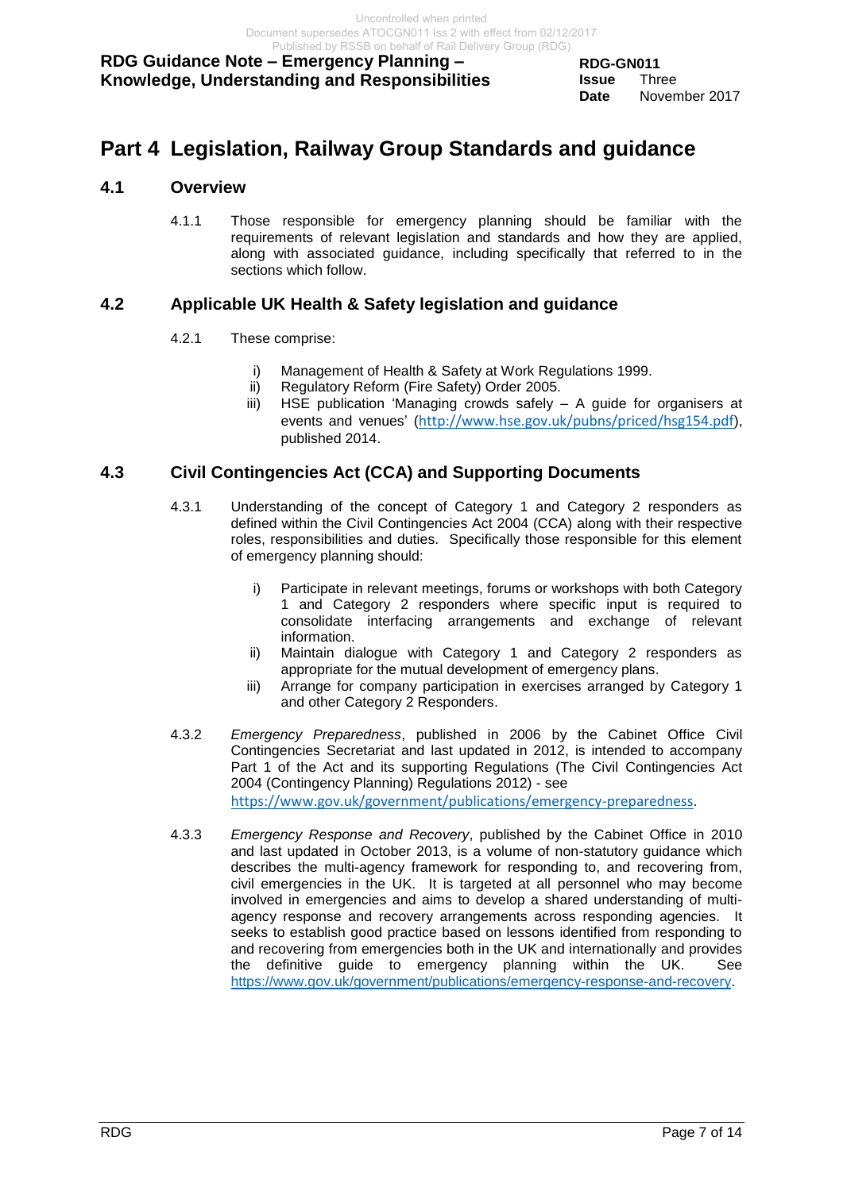# Part 4 Legislation, Railway Group Standards and guidance

## 4.1 Overview

4.1.1 Those responsible for emergency planning should be familiar with the requirements of relevant legislation and standards and how they are applied, along with associated guidance, including specifically that referred to in the sections which follow.

## 4.2 Applicable UK Health & Safety legislation and guidance

4.2.1 These comprise:

i) Management of Health & Safety at Work Regulations 1999.
ii) Regulatory Reform (Fire Safety) Order 2005.
iii) HSE publication 'Managing crowds safely – A guide for organisers at events and venues' (http://www.hse.gov.uk/pubns/priced/hsg154.pdf), published 2014.

## 4.3 Civil Contingencies Act (CCA) and Supporting Documents

4.3.1 Understanding of the concept of Category 1 and Category 2 responders as defined within the Civil Contingencies Act 2004 (CCA) along with their respective roles, responsibilities and duties. Specifically those responsible for this element of emergency planning should:

i) Participate in relevant meetings, forums or workshops with both Category 1 and Category 2 responders where specific input is required to consolidate interfacing arrangements and exchange of relevant information.
ii) Maintain dialogue with Category 1 and Category 2 responders as appropriate for the mutual development of emergency plans.
iii) Arrange for company participation in exercises arranged by Category 1 and other Category 2 Responders.

4.3.2 *Emergency Preparedness*, published in 2006 by the Cabinet Office Civil Contingencies Secretariat and last updated in 2012, is intended to accompany Part 1 of the Act and its supporting Regulations (The Civil Contingencies Act 2004 (Contingency Planning) Regulations 2012) - see https://www.gov.uk/government/publications/emergency-preparedness.

4.3.3 *Emergency Response and Recovery*, published by the Cabinet Office in 2010 and last updated in October 2013, is a volume of non-statutory guidance which describes the multi-agency framework for responding to, and recovering from, civil emergencies in the UK. It is targeted at all personnel who may become involved in emergencies and aims to develop a shared understanding of multi-agency response and recovery arrangements across responding agencies. It seeks to establish good practice based on lessons identified from responding to and recovering from emergencies both in the UK and internationally and provides the definitive guide to emergency planning within the UK. See https://www.gov.uk/government/publications/emergency-response-and-recovery.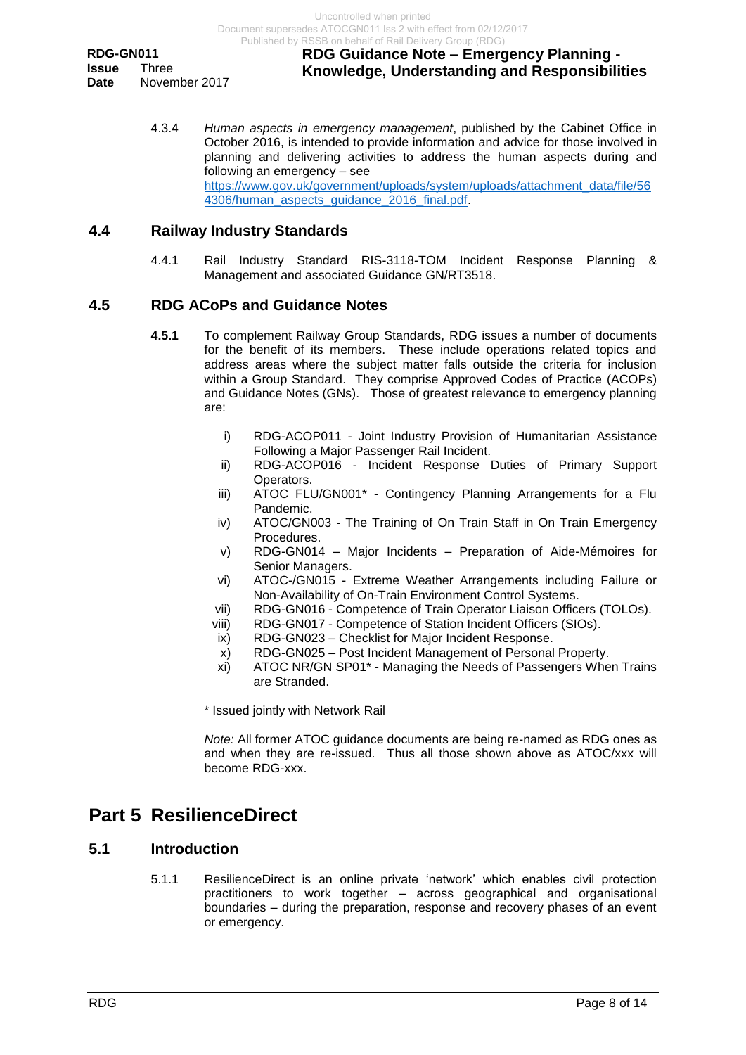4.3.4 *Human aspects in emergency management*, published by the Cabinet Office in October 2016, is intended to provide information and advice for those involved in planning and delivering activities to address the human aspects during and following an emergency – see https://www.gov.uk/government/uploads/system/uploads/attachment_data/file/564306/human_aspects_guidance_2016_final.pdf.

## 4.4 Railway Industry Standards

4.4.1 Rail Industry Standard RIS-3118-TOM Incident Response Planning & Management and associated Guidance GN/RT3518.

## 4.5 RDG ACoPs and Guidance Notes

**4.5.1** To complement Railway Group Standards, RDG issues a number of documents for the benefit of its members. These include operations related topics and address areas where the subject matter falls outside the criteria for inclusion within a Group Standard. They comprise Approved Codes of Practice (ACOPs) and Guidance Notes (GNs). Those of greatest relevance to emergency planning are:

i) RDG-ACOP011 - Joint Industry Provision of Humanitarian Assistance Following a Major Passenger Rail Incident.
ii) RDG-ACOP016 - Incident Response Duties of Primary Support Operators.
iii) ATOC FLU/GN001* - Contingency Planning Arrangements for a Flu Pandemic.
iv) ATOC/GN003 - The Training of On Train Staff in On Train Emergency Procedures.
v) RDG-GN014 – Major Incidents – Preparation of Aide-Mémoires for Senior Managers.
vi) ATOC-/GN015 - Extreme Weather Arrangements including Failure or Non-Availability of On-Train Environment Control Systems.
vii) RDG-GN016 - Competence of Train Operator Liaison Officers (TOLOs).
viii) RDG-GN017 - Competence of Station Incident Officers (SIOs).
ix) RDG-GN023 – Checklist for Major Incident Response.
x) RDG-GN025 – Post Incident Management of Personal Property.
xi) ATOC NR/GN SP01* - Managing the Needs of Passengers When Trains are Stranded.

* Issued jointly with Network Rail

*Note:* All former ATOC guidance documents are being re-named as RDG ones as and when they are re-issued. Thus all those shown above as ATOC/xxx will become RDG-xxx.

# Part 5 ResilienceDirect

## 5.1 Introduction

5.1.1 ResilienceDirect is an online private 'network' which enables civil protection practitioners to work together – across geographical and organisational boundaries – during the preparation, response and recovery phases of an event or emergency.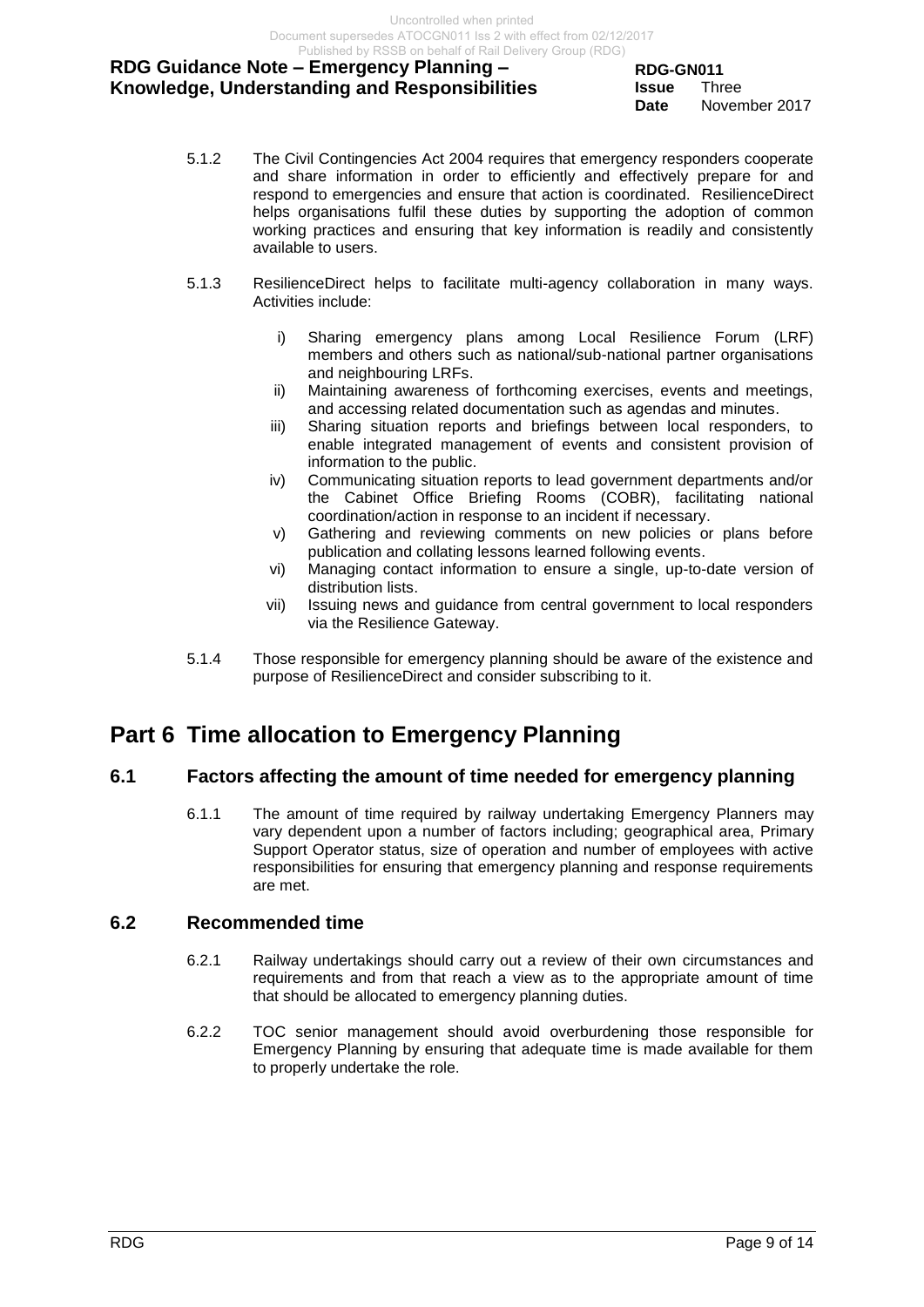5.1.2 The Civil Contingencies Act 2004 requires that emergency responders cooperate and share information in order to efficiently and effectively prepare for and respond to emergencies and ensure that action is coordinated. ResilienceDirect helps organisations fulfil these duties by supporting the adoption of common working practices and ensuring that key information is readily and consistently available to users.

5.1.3 ResilienceDirect helps to facilitate multi-agency collaboration in many ways. Activities include:

i) Sharing emergency plans among Local Resilience Forum (LRF) members and others such as national/sub-national partner organisations and neighbouring LRFs.

ii) Maintaining awareness of forthcoming exercises, events and meetings, and accessing related documentation such as agendas and minutes.

iii) Sharing situation reports and briefings between local responders, to enable integrated management of events and consistent provision of information to the public.

iv) Communicating situation reports to lead government departments and/or the Cabinet Office Briefing Rooms (COBR), facilitating national coordination/action in response to an incident if necessary.

v) Gathering and reviewing comments on new policies or plans before publication and collating lessons learned following events.

vi) Managing contact information to ensure a single, up-to-date version of distribution lists.

vii) Issuing news and guidance from central government to local responders via the Resilience Gateway.

5.1.4 Those responsible for emergency planning should be aware of the existence and purpose of ResilienceDirect and consider subscribing to it.

# Part 6 Time allocation to Emergency Planning

## 6.1 Factors affecting the amount of time needed for emergency planning

6.1.1 The amount of time required by railway undertaking Emergency Planners may vary dependent upon a number of factors including; geographical area, Primary Support Operator status, size of operation and number of employees with active responsibilities for ensuring that emergency planning and response requirements are met.

## 6.2 Recommended time

6.2.1 Railway undertakings should carry out a review of their own circumstances and requirements and from that reach a view as to the appropriate amount of time that should be allocated to emergency planning duties.

6.2.2 TOC senior management should avoid overburdening those responsible for Emergency Planning by ensuring that adequate time is made available for them to properly undertake the role.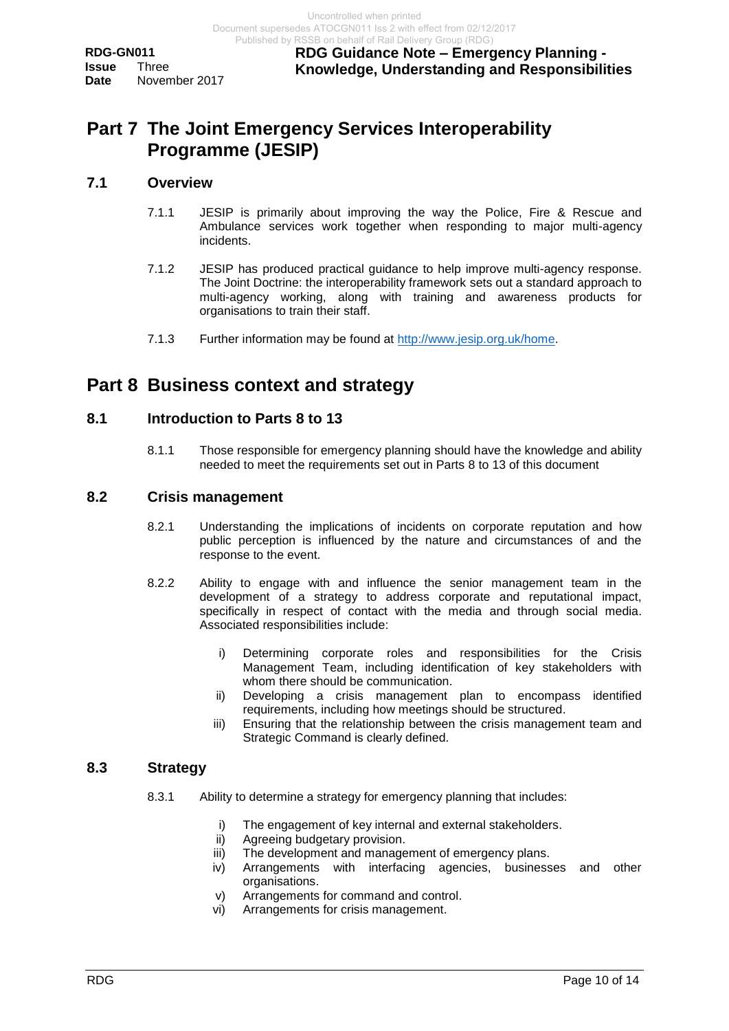# Part 7 The Joint Emergency Services Interoperability Programme (JESIP)

## 7.1 Overview

7.1.1 JESIP is primarily about improving the way the Police, Fire & Rescue and Ambulance services work together when responding to major multi-agency incidents.

7.1.2 JESIP has produced practical guidance to help improve multi-agency response. The Joint Doctrine: the interoperability framework sets out a standard approach to multi-agency working, along with training and awareness products for organisations to train their staff.

7.1.3 Further information may be found at http://www.jesip.org.uk/home.

# Part 8 Business context and strategy

## 8.1 Introduction to Parts 8 to 13

8.1.1 Those responsible for emergency planning should have the knowledge and ability needed to meet the requirements set out in Parts 8 to 13 of this document

## 8.2 Crisis management

8.2.1 Understanding the implications of incidents on corporate reputation and how public perception is influenced by the nature and circumstances of and the response to the event.

8.2.2 Ability to engage with and influence the senior management team in the development of a strategy to address corporate and reputational impact, specifically in respect of contact with the media and through social media. Associated responsibilities include:

i) Determining corporate roles and responsibilities for the Crisis Management Team, including identification of key stakeholders with whom there should be communication.
ii) Developing a crisis management plan to encompass identified requirements, including how meetings should be structured.
iii) Ensuring that the relationship between the crisis management team and Strategic Command is clearly defined.

## 8.3 Strategy

8.3.1 Ability to determine a strategy for emergency planning that includes:

i) The engagement of key internal and external stakeholders.
ii) Agreeing budgetary provision.
iii) The development and management of emergency plans.
iv) Arrangements with interfacing agencies, businesses and other organisations.
v) Arrangements for command and control.
vi) Arrangements for crisis management.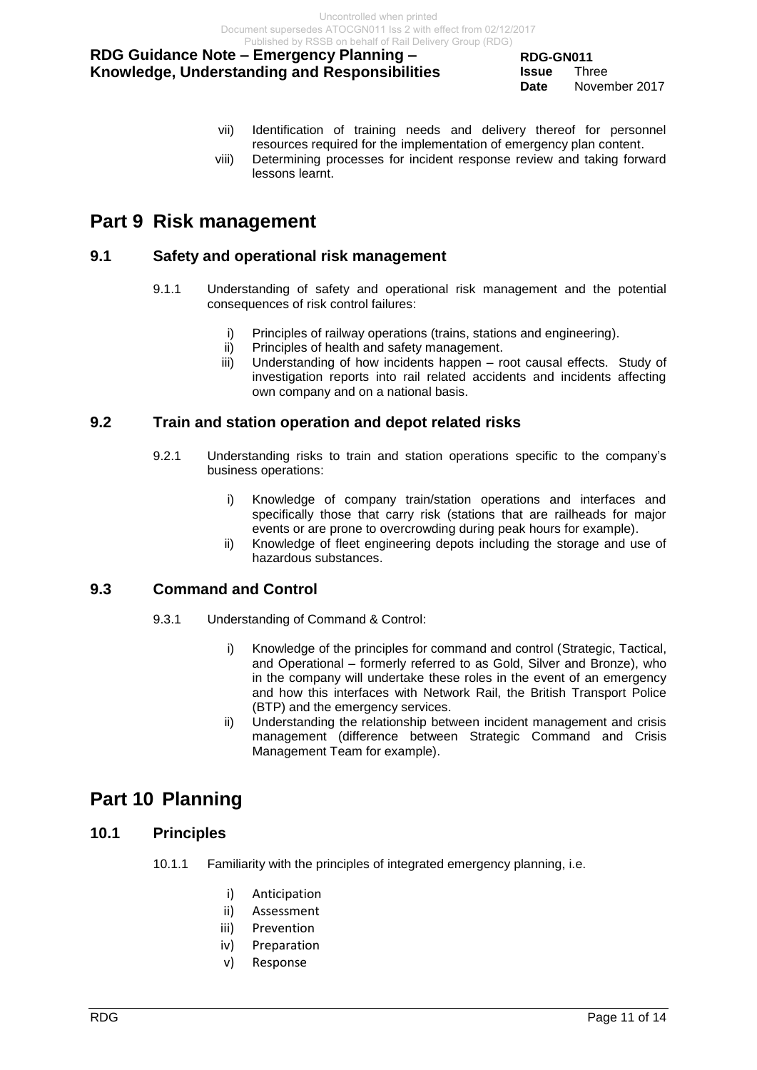vii) Identification of training needs and delivery thereof for personnel resources required for the implementation of emergency plan content.

viii) Determining processes for incident response review and taking forward lessons learnt.

# Part 9 Risk management

## 9.1 Safety and operational risk management

9.1.1 Understanding of safety and operational risk management and the potential consequences of risk control failures:

i) Principles of railway operations (trains, stations and engineering).

ii) Principles of health and safety management.

iii) Understanding of how incidents happen – root causal effects. Study of investigation reports into rail related accidents and incidents affecting own company and on a national basis.

## 9.2 Train and station operation and depot related risks

9.2.1 Understanding risks to train and station operations specific to the company's business operations:

i) Knowledge of company train/station operations and interfaces and specifically those that carry risk (stations that are railheads for major events or are prone to overcrowding during peak hours for example).

ii) Knowledge of fleet engineering depots including the storage and use of hazardous substances.

## 9.3 Command and Control

9.3.1 Understanding of Command & Control:

i) Knowledge of the principles for command and control (Strategic, Tactical, and Operational – formerly referred to as Gold, Silver and Bronze), who in the company will undertake these roles in the event of an emergency and how this interfaces with Network Rail, the British Transport Police (BTP) and the emergency services.

ii) Understanding the relationship between incident management and crisis management (difference between Strategic Command and Crisis Management Team for example).

# Part 10 Planning

## 10.1 Principles

10.1.1 Familiarity with the principles of integrated emergency planning, i.e.

i) Anticipation

ii) Assessment

iii) Prevention

iv) Preparation

v) Response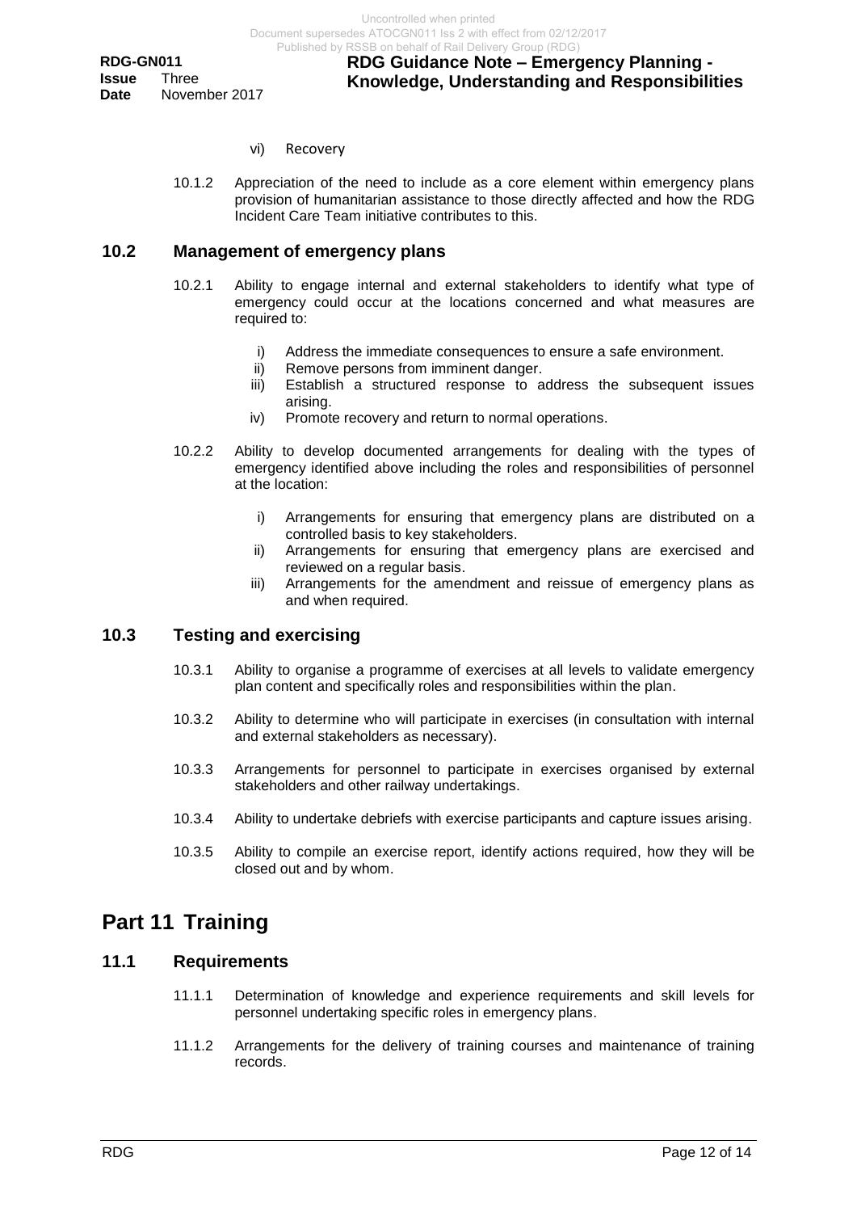vi) Recovery

10.1.2 Appreciation of the need to include as a core element within emergency plans provision of humanitarian assistance to those directly affected and how the RDG Incident Care Team initiative contributes to this.

### 10.2 Management of emergency plans

10.2.1 Ability to engage internal and external stakeholders to identify what type of emergency could occur at the locations concerned and what measures are required to:

i) Address the immediate consequences to ensure a safe environment.
ii) Remove persons from imminent danger.
iii) Establish a structured response to address the subsequent issues arising.
iv) Promote recovery and return to normal operations.

10.2.2 Ability to develop documented arrangements for dealing with the types of emergency identified above including the roles and responsibilities of personnel at the location:

i) Arrangements for ensuring that emergency plans are distributed on a controlled basis to key stakeholders.
ii) Arrangements for ensuring that emergency plans are exercised and reviewed on a regular basis.
iii) Arrangements for the amendment and reissue of emergency plans as and when required.

### 10.3 Testing and exercising

10.3.1 Ability to organise a programme of exercises at all levels to validate emergency plan content and specifically roles and responsibilities within the plan.

10.3.2 Ability to determine who will participate in exercises (in consultation with internal and external stakeholders as necessary).

10.3.3 Arrangements for personnel to participate in exercises organised by external stakeholders and other railway undertakings.

10.3.4 Ability to undertake debriefs with exercise participants and capture issues arising.

10.3.5 Ability to compile an exercise report, identify actions required, how they will be closed out and by whom.

## Part 11 Training

### 11.1 Requirements

11.1.1 Determination of knowledge and experience requirements and skill levels for personnel undertaking specific roles in emergency plans.

11.1.2 Arrangements for the delivery of training courses and maintenance of training records.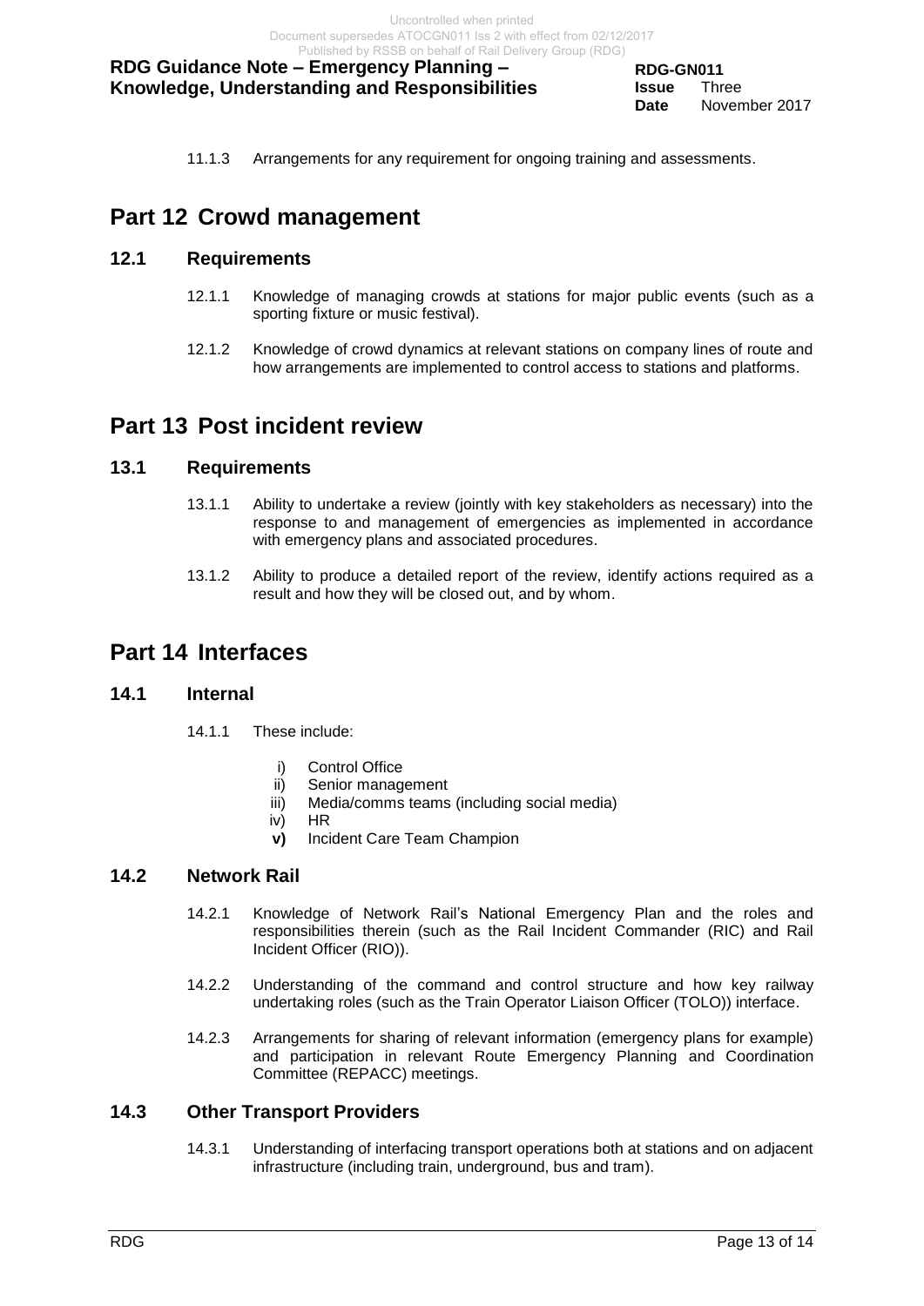11.1.3 Arrangements for any requirement for ongoing training and assessments.

# Part 12 Crowd management

## 12.1 Requirements

12.1.1 Knowledge of managing crowds at stations for major public events (such as a sporting fixture or music festival).

12.1.2 Knowledge of crowd dynamics at relevant stations on company lines of route and how arrangements are implemented to control access to stations and platforms.

# Part 13 Post incident review

## 13.1 Requirements

13.1.1 Ability to undertake a review (jointly with key stakeholders as necessary) into the response to and management of emergencies as implemented in accordance with emergency plans and associated procedures.

13.1.2 Ability to produce a detailed report of the review, identify actions required as a result and how they will be closed out, and by whom.

# Part 14 Interfaces

## 14.1 Internal

14.1.1 These include:

i) Control Office
ii) Senior management
iii) Media/comms teams (including social media)
iv) HR
**v)** Incident Care Team Champion

## 14.2 Network Rail

14.2.1 Knowledge of Network Rail's National Emergency Plan and the roles and responsibilities therein (such as the Rail Incident Commander (RIC) and Rail Incident Officer (RIO)).

14.2.2 Understanding of the command and control structure and how key railway undertaking roles (such as the Train Operator Liaison Officer (TOLO)) interface.

14.2.3 Arrangements for sharing of relevant information (emergency plans for example) and participation in relevant Route Emergency Planning and Coordination Committee (REPACC) meetings.

## 14.3 Other Transport Providers

14.3.1 Understanding of interfacing transport operations both at stations and on adjacent infrastructure (including train, underground, bus and tram).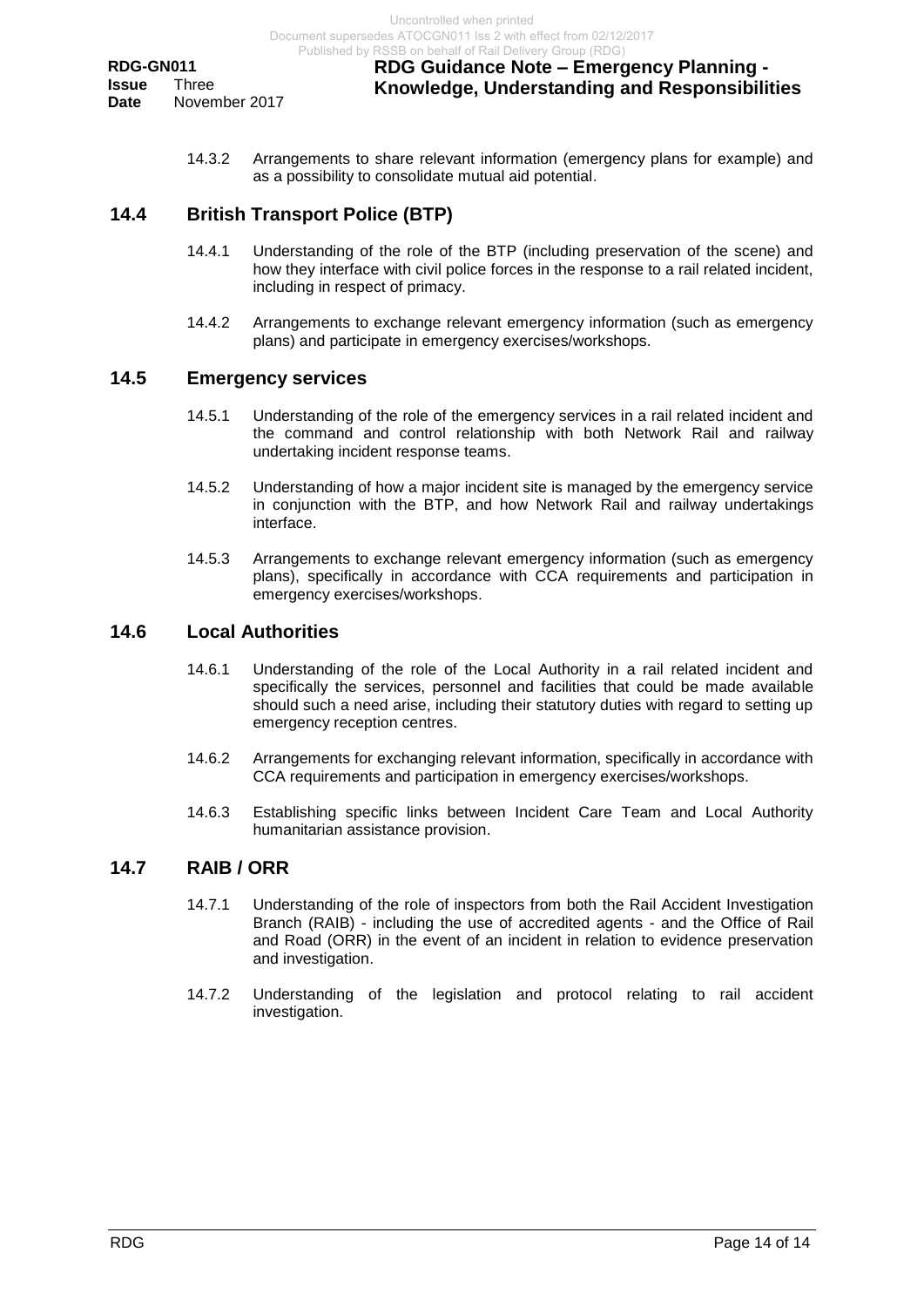14.3.2 Arrangements to share relevant information (emergency plans for example) and as a possibility to consolidate mutual aid potential.

## 14.4 British Transport Police (BTP)

14.4.1 Understanding of the role of the BTP (including preservation of the scene) and how they interface with civil police forces in the response to a rail related incident, including in respect of primacy.

14.4.2 Arrangements to exchange relevant emergency information (such as emergency plans) and participate in emergency exercises/workshops.

## 14.5 Emergency services

14.5.1 Understanding of the role of the emergency services in a rail related incident and the command and control relationship with both Network Rail and railway undertaking incident response teams.

14.5.2 Understanding of how a major incident site is managed by the emergency service in conjunction with the BTP, and how Network Rail and railway undertakings interface.

14.5.3 Arrangements to exchange relevant emergency information (such as emergency plans), specifically in accordance with CCA requirements and participation in emergency exercises/workshops.

## 14.6 Local Authorities

14.6.1 Understanding of the role of the Local Authority in a rail related incident and specifically the services, personnel and facilities that could be made available should such a need arise, including their statutory duties with regard to setting up emergency reception centres.

14.6.2 Arrangements for exchanging relevant information, specifically in accordance with CCA requirements and participation in emergency exercises/workshops.

14.6.3 Establishing specific links between Incident Care Team and Local Authority humanitarian assistance provision.

## 14.7 RAIB / ORR

14.7.1 Understanding of the role of inspectors from both the Rail Accident Investigation Branch (RAIB) - including the use of accredited agents - and the Office of Rail and Road (ORR) in the event of an incident in relation to evidence preservation and investigation.

14.7.2 Understanding of the legislation and protocol relating to rail accident investigation.